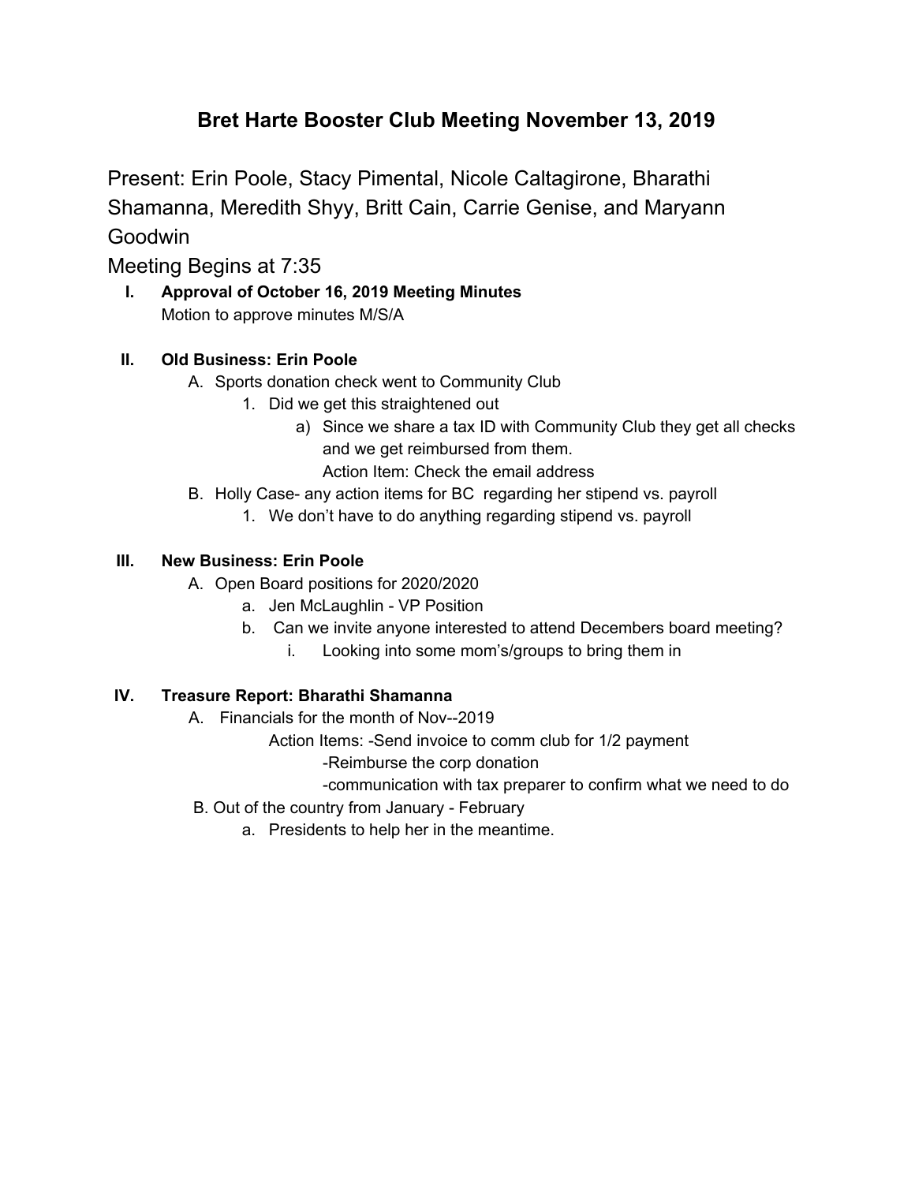# Bret Harte Booster Club Meeting November 13, 2019

Present: Erin Poole, Stacy Pimental, Nicole Caltagirone, Bharathi Shamanna, Meredith Shyy, Britt Cain, Carrie Genise, and Maryann Goodwin

Meeting Begins at 7:35

**I. Approval of October 16, 2019 Meeting Minutes**

Motion to approve minutes M/S/A

**II. Old Business: Erin Poole**

- A. Sports donation check went to Community Club
  - 1. Did we get this straightened out
    - a) Since we share a tax ID with Community Club they get all checks and we get reimbursed from them.

      Action Item: Check the email address
- B. Holly Case- any action items for BC regarding her stipend vs. payroll
  - 1. We don't have to do anything regarding stipend vs. payroll

**III. New Business: Erin Poole**

- A. Open Board positions for 2020/2020
  - a. Jen McLaughlin - VP Position
  - b. Can we invite anyone interested to attend Decembers board meeting?
    - i. Looking into some mom's/groups to bring them in

**IV. Treasure Report: Bharathi Shamanna**

- A. Financials for the month of Nov--2019

  Action Items: -Send invoice to comm club for 1/2 payment

  -Reimburse the corp donation

  -communication with tax preparer to confirm what we need to do
- B. Out of the country from January - February
  - a. Presidents to help her in the meantime.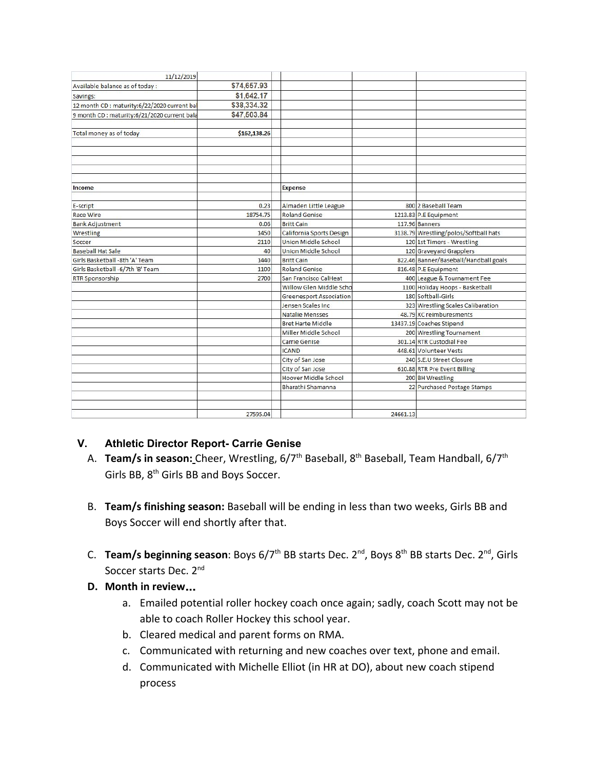| 11/12/2019 | | | | |
|---|---|---|---|---|
| Available balance as of today : | $74,657.93 | | | |
| Savings: | $1,642.17 | | | |
| 12 month CD : maturity:6/22/2020 current ba | $38,334.32 | | | |
| 9 month CD : maturity:6/21/2020 current bala | $47,503.84 | | | |
| | | | | |
| Total money as of today | $162,138.26 | | | |
| | | | | |
| | | | | |
| | | | | |
| | | | | |
| Income | | Expense | | |
| | | | | |
| E-script | 0.23 | Almaden Little League | 800 | 2 Baseball Team |
| Race Wire | 18754.75 | Roland Genise | 1213.83 | P.E Equipment |
| Bank Adjustment | 0.06 | Britt Cain | 117.96 | Banners |
| Wrestling | 1450 | California Sports Design | 3138.79 | Wrestling/polos/Softball hats |
| Soccer | 2110 | Union Middle School | 120 | 1st Timers - Wrestling |
| Baseball Hat Sale | 40 | Union Middle School | 120 | Graveyard Grapplers |
| Girls Basketball -8th 'A' Team | 1440 | Britt Cain | 822.46 | Banner/Baseball/Handball goals |
| Girls Basketball -6/7th 'B' Team | 1100 | Roland Genise | 816.48 | P.E Equipment |
| RTR Sponsorship | 2700 | San Francisco CalHeat | 400 | League & Tournament Fee |
| | | Willow Glen Middle Scho | 1100 | Holiday Hoops - Basketball |
| | | Greenesport Association | 180 | Softball-Girls |
| | | Jensen Scales Inc | 323 | Wrestling Scales Calibaration |
| | | Natalie Mensses | 48.79 | XC reimbursements |
| | | Bret Harte Middle | 13437.19 | Coaches Stipend |
| | | Miller Middle School | 200 | Wrestling Tournament |
| | | Carrie Genise | 301.14 | RTR Custodial Fee |
| | | ICAND | 448.61 | Volunteer Vests |
| | | City of San Jose | 240 | S.E.U Street Closure |
| | | City of San Jose | 610.88 | RTR Pre Event Billing |
| | | Hoover Middle School | 200 | BH Wrestling |
| | | Bharathi Shamanna | 22 | Purchased Postage Stamps |
| | | | | |
| | 27595.04 | | 24661.13 | |

## V. Athletic Director Report- Carrie Genise

A. **Team/s in season:** Cheer, Wrestling, 6/7th Baseball, 8th Baseball, Team Handball, 6/7th Girls BB, 8th Girls BB and Boys Soccer.

B. **Team/s finishing season:** Baseball will be ending in less than two weeks, Girls BB and Boys Soccer will end shortly after that.

C. **Team/s beginning season**: Boys 6/7th BB starts Dec. 2nd, Boys 8th BB starts Dec. 2nd, Girls Soccer starts Dec. 2nd

D. **Month in review...**

   a. Emailed potential roller hockey coach once again; sadly, coach Scott may not be able to coach Roller Hockey this school year.
   
   b. Cleared medical and parent forms on RMA.
   
   c. Communicated with returning and new coaches over text, phone and email.
   
   d. Communicated with Michelle Elliot (in HR at DO), about new coach stipend process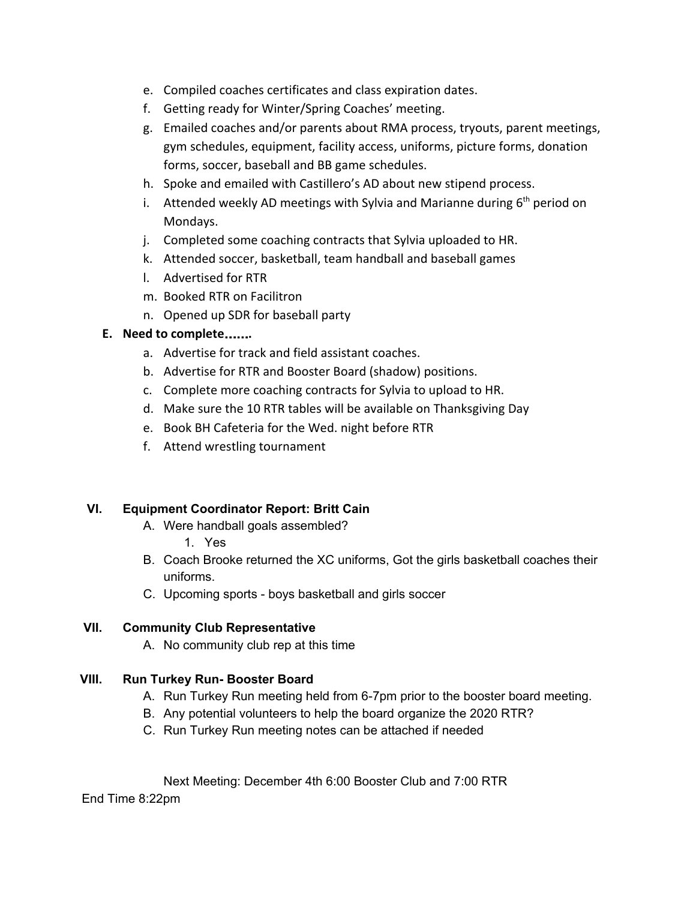e. Compiled coaches certificates and class expiration dates.
f. Getting ready for Winter/Spring Coaches' meeting.
g. Emailed coaches and/or parents about RMA process, tryouts, parent meetings, gym schedules, equipment, facility access, uniforms, picture forms, donation forms, soccer, baseball and BB game schedules.
h. Spoke and emailed with Castillero's AD about new stipend process.
i. Attended weekly AD meetings with Sylvia and Marianne during 6th period on Mondays.
j. Completed some coaching contracts that Sylvia uploaded to HR.
k. Attended soccer, basketball, team handball and baseball games
l. Advertised for RTR
m. Booked RTR on Facilitron
n. Opened up SDR for baseball party

**E. Need to complete…….**

a. Advertise for track and field assistant coaches.
b. Advertise for RTR and Booster Board (shadow) positions.
c. Complete more coaching contracts for Sylvia to upload to HR.
d. Make sure the 10 RTR tables will be available on Thanksgiving Day
e. Book BH Cafeteria for the Wed. night before RTR
f. Attend wrestling tournament

## VI. Equipment Coordinator Report: Britt Cain

A. Were handball goals assembled?
   1. Yes
B. Coach Brooke returned the XC uniforms, Got the girls basketball coaches their uniforms.
C. Upcoming sports - boys basketball and girls soccer

## VII. Community Club Representative

A. No community club rep at this time

## VIII. Run Turkey Run- Booster Board

A. Run Turkey Run meeting held from 6-7pm prior to the booster board meeting.
B. Any potential volunteers to help the board organize the 2020 RTR?
C. Run Turkey Run meeting notes can be attached if needed

Next Meeting: December 4th 6:00 Booster Club and 7:00 RTR

End Time 8:22pm